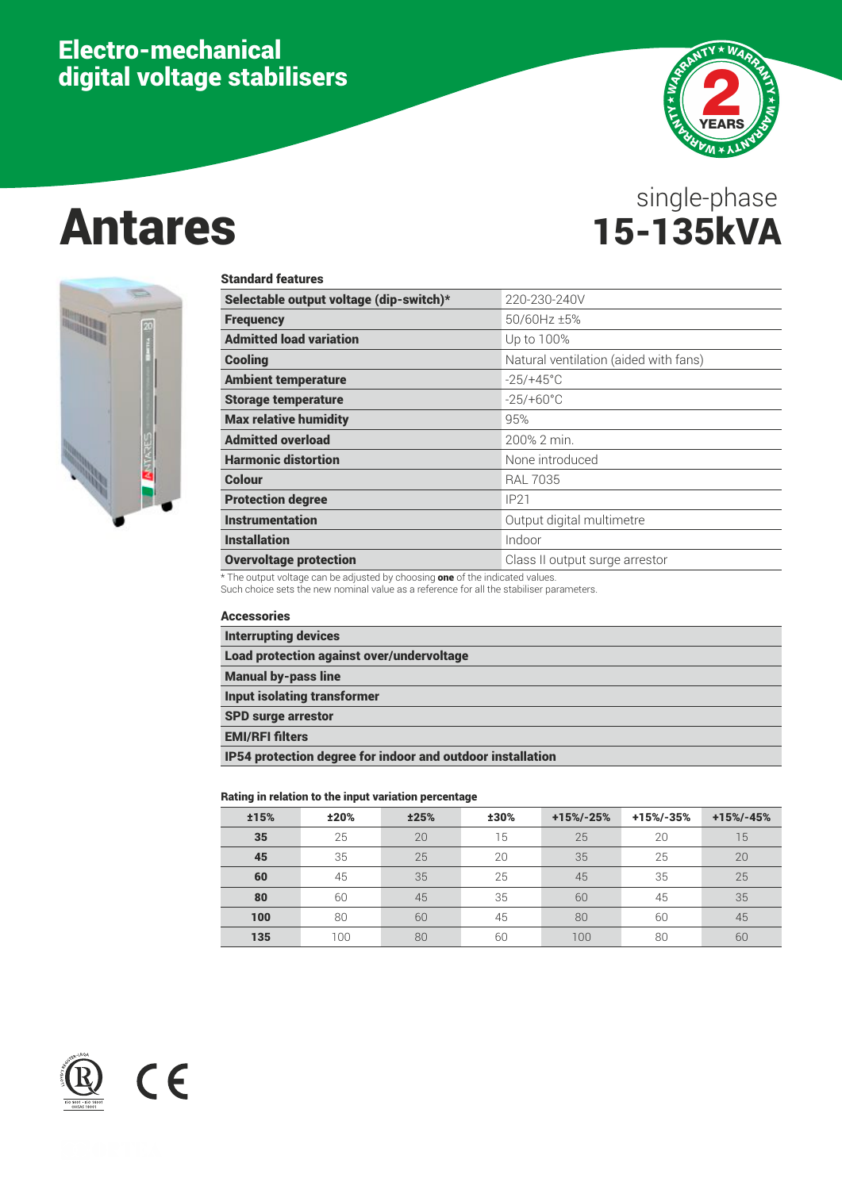# Electro-mechanical digital voltage stabilisers

# Antares

single-phase
**15-135kVA**

### Standard features

| | |
|---|---|
| **Selectable output voltage (dip-switch)*** | 220-230-240V |
| **Frequency** | 50/60Hz ±5% |
| **Admitted load variation** | Up to 100% |
| **Cooling** | Natural ventilation (aided with fans) |
| **Ambient temperature** | -25/+45°C |
| **Storage temperature** | -25/+60°C |
| **Max relative humidity** | 95% |
| **Admitted overload** | 200% 2 min. |
| **Harmonic distortion** | None introduced |
| **Colour** | RAL 7035 |
| **Protection degree** | IP21 |
| **Instrumentation** | Output digital multimetre |
| **Installation** | Indoor |
| **Overvoltage protection** | Class II output surge arrestor |

* The output voltage can be adjusted by choosing **one** of the indicated values.
Such choice sets the new nominal value as a reference for all the stabiliser parameters.

### Accessories

- **Interrupting devices**
- **Load protection against over/undervoltage**
- **Manual by-pass line**
- **Input isolating transformer**
- **SPD surge arrestor**
- **EMI/RFI filters**
- **IP54 protection degree for indoor and outdoor installation**

### Rating in relation to the input variation percentage

| ±15% | ±20% | ±25% | ±30% | +15%/-25% | +15%/-35% | +15%/-45% |
|---|---|---|---|---|---|---|
| **35** | 25 | 20 | 15 | 25 | 20 | 15 |
| **45** | 35 | 25 | 20 | 35 | 25 | 20 |
| **60** | 45 | 35 | 25 | 45 | 35 | 25 |
| **80** | 60 | 45 | 35 | 60 | 45 | 35 |
| **100** | 80 | 60 | 45 | 80 | 60 | 45 |
| **135** | 100 | 80 | 60 | 100 | 80 | 60 |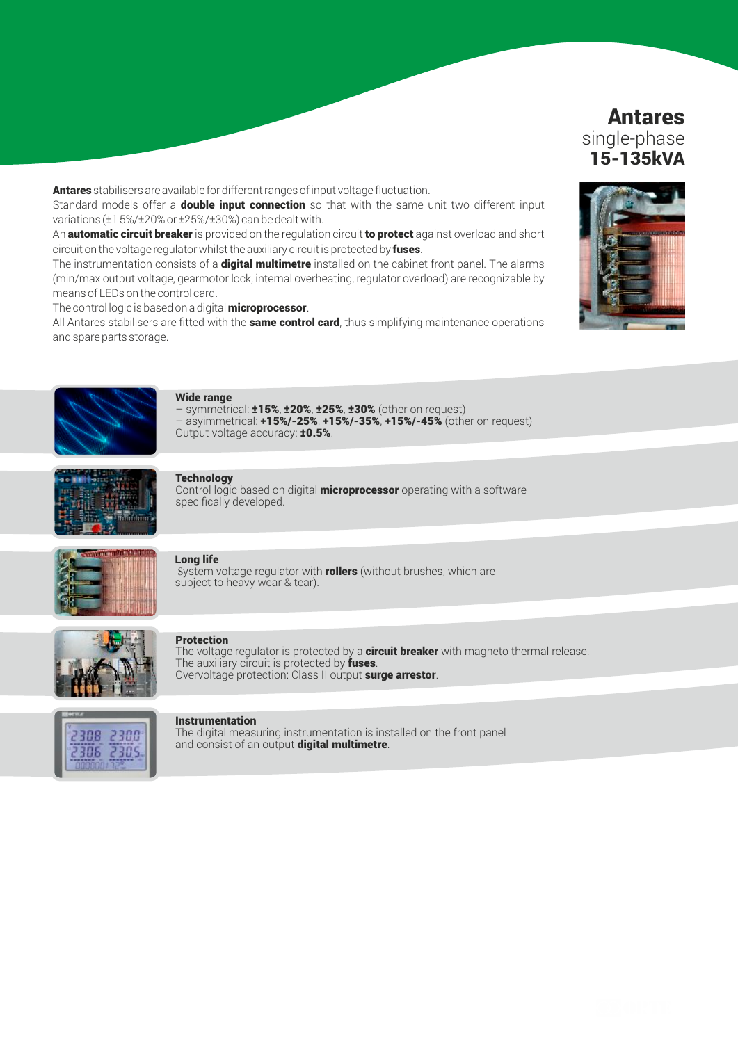# Antares

single-phase

**15-135kVA**

**Antares** stabilisers are available for different ranges of input voltage fluctuation.
Standard models offer a **double input connection** so that with the same unit two different input variations (±15%/±20% or ±25%/±30%) can be dealt with.
An **automatic circuit breaker** is provided on the regulation circuit **to protect** against overload and short circuit on the voltage regulator whilst the auxiliary circuit is protected by **fuses**.
The instrumentation consists of a **digital multimetre** installed on the cabinet front panel. The alarms (min/max output voltage, gearmotor lock, internal overheating, regulator overload) are recognizable by means of LEDs on the control card.
The control logic is based on a digital **microprocessor**.
All Antares stabilisers are fitted with the **same control card**, thus simplifying maintenance operations and spare parts storage.

**Wide range**
– symmetrical: **±15%**, **±20%**, **±25%**, **±30%** (other on request)
– asiymmetrical: **+15%/-25%**, **+15%/-35%**, **+15%/-45%** (other on request)
Output voltage accuracy: **±0.5%**.

**Technology**
Control logic based on digital **microprocessor** operating with a software specifically developed.

**Long life**
System voltage regulator with **rollers** (without brushes, which are subject to heavy wear & tear).

**Protection**
The voltage regulator is protected by a **circuit breaker** with magneto thermal release.
The auxiliary circuit is protected by **fuses**.
Overvoltage protection: Class II output **surge arrestor**.

**Instrumentation**
The digital measuring instrumentation is installed on the front panel and consist of an output **digital multimetre**.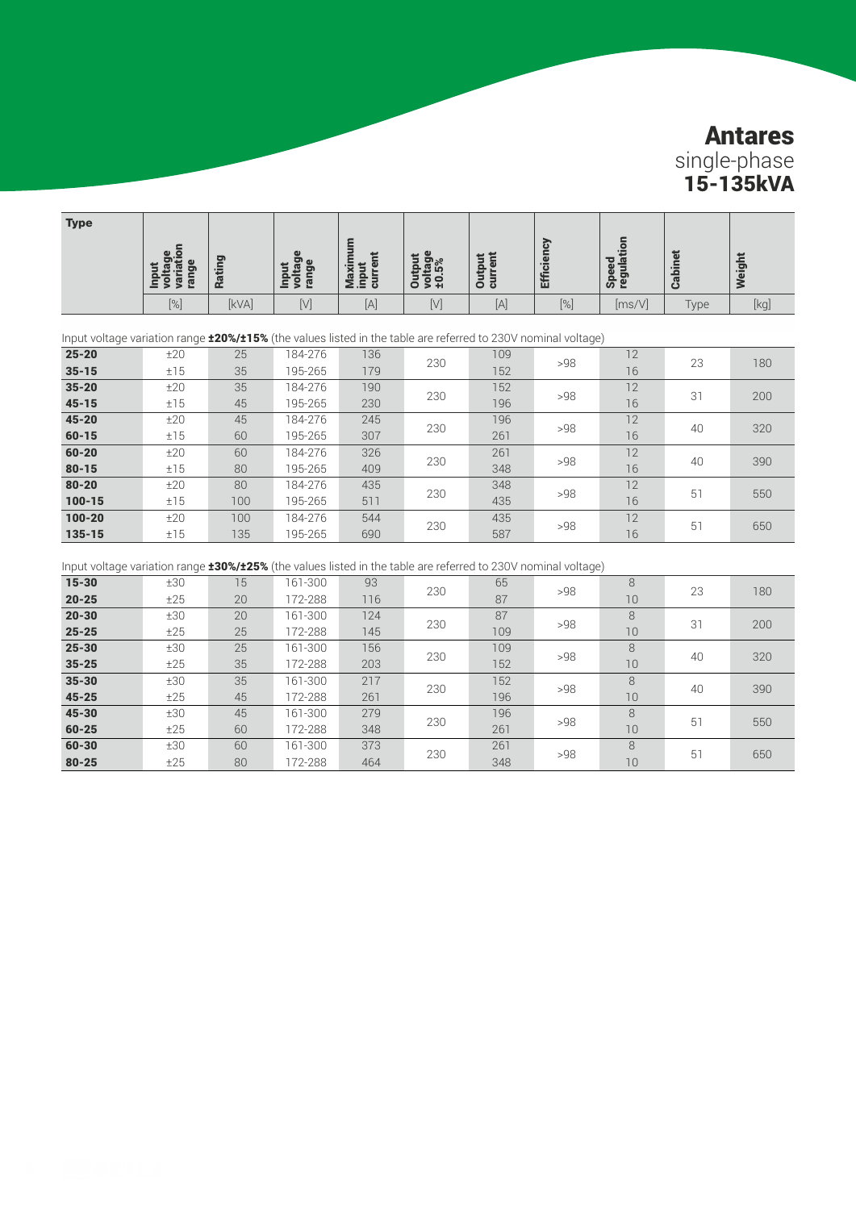# Antares

single-phase

**15-135kVA**

| Type | Input voltage variation range | Rating | Input voltage range | Maximum input current | Output voltage ±0.5% | Output current | Efficiency | Speed regulation | Cabinet | Weight |
|---|---|---|---|---|---|---|---|---|---|---|
| | [%] | [kVA] | [V] | [A] | [V] | [A] | [%] | [ms/V] | Type | [kg] |

Input voltage variation range **±20%/±15%** (the values listed in the table are referred to 230V nominal voltage)

| Type | Input voltage variation range [%] | Rating [kVA] | Input voltage range [V] | Maximum input current [A] | Output voltage ±0.5% [V] | Output current [A] | Efficiency [%] | Speed regulation [ms/V] | Cabinet Type | Weight [kg] |
|---|---|---|---|---|---|---|---|---|---|---|
| **25-20** | ±20 | 25 | 184-276 | 136 | 230 | 109 | >98 | 12 | 23 | 180 |
| **35-15** | ±15 | 35 | 195-265 | 179 | | 152 | | 16 | | |
| **35-20** | ±20 | 35 | 184-276 | 190 | 230 | 152 | >98 | 12 | 31 | 200 |
| **45-15** | ±15 | 45 | 195-265 | 230 | | 196 | | 16 | | |
| **45-20** | ±20 | 45 | 184-276 | 245 | 230 | 196 | >98 | 12 | 40 | 320 |
| **60-15** | ±15 | 60 | 195-265 | 307 | | 261 | | 16 | | |
| **60-20** | ±20 | 60 | 184-276 | 326 | 230 | 261 | >98 | 12 | 40 | 390 |
| **80-15** | ±15 | 80 | 195-265 | 409 | | 348 | | 16 | | |
| **80-20** | ±20 | 80 | 184-276 | 435 | 230 | 348 | >98 | 12 | 51 | 550 |
| **100-15** | ±15 | 100 | 195-265 | 511 | | 435 | | 16 | | |
| **100-20** | ±20 | 100 | 184-276 | 544 | 230 | 435 | >98 | 12 | 51 | 650 |
| **135-15** | ±15 | 135 | 195-265 | 690 | | 587 | | 16 | | |

Input voltage variation range **±30%/±25%** (the values listed in the table are referred to 230V nominal voltage)

| Type | Input voltage variation range [%] | Rating [kVA] | Input voltage range [V] | Maximum input current [A] | Output voltage ±0.5% [V] | Output current [A] | Efficiency [%] | Speed regulation [ms/V] | Cabinet Type | Weight [kg] |
|---|---|---|---|---|---|---|---|---|---|---|
| **15-30** | ±30 | 15 | 161-300 | 93 | 230 | 65 | >98 | 8 | 23 | 180 |
| **20-25** | ±25 | 20 | 172-288 | 116 | | 87 | | 10 | | |
| **20-30** | ±30 | 20 | 161-300 | 124 | 230 | 87 | >98 | 8 | 31 | 200 |
| **25-25** | ±25 | 25 | 172-288 | 145 | | 109 | | 10 | | |
| **25-30** | ±30 | 25 | 161-300 | 156 | 230 | 109 | >98 | 8 | 40 | 320 |
| **35-25** | ±25 | 35 | 172-288 | 203 | | 152 | | 10 | | |
| **35-30** | ±30 | 35 | 161-300 | 217 | 230 | 152 | >98 | 8 | 40 | 390 |
| **45-25** | ±25 | 45 | 172-288 | 261 | | 196 | | 10 | | |
| **45-30** | ±30 | 45 | 161-300 | 279 | 230 | 196 | >98 | 8 | 51 | 550 |
| **60-25** | ±25 | 60 | 172-288 | 348 | | 261 | | 10 | | |
| **60-30** | ±30 | 60 | 161-300 | 373 | 230 | 261 | >98 | 8 | 51 | 650 |
| **80-25** | ±25 | 80 | 172-288 | 464 | | 348 | | 10 | | |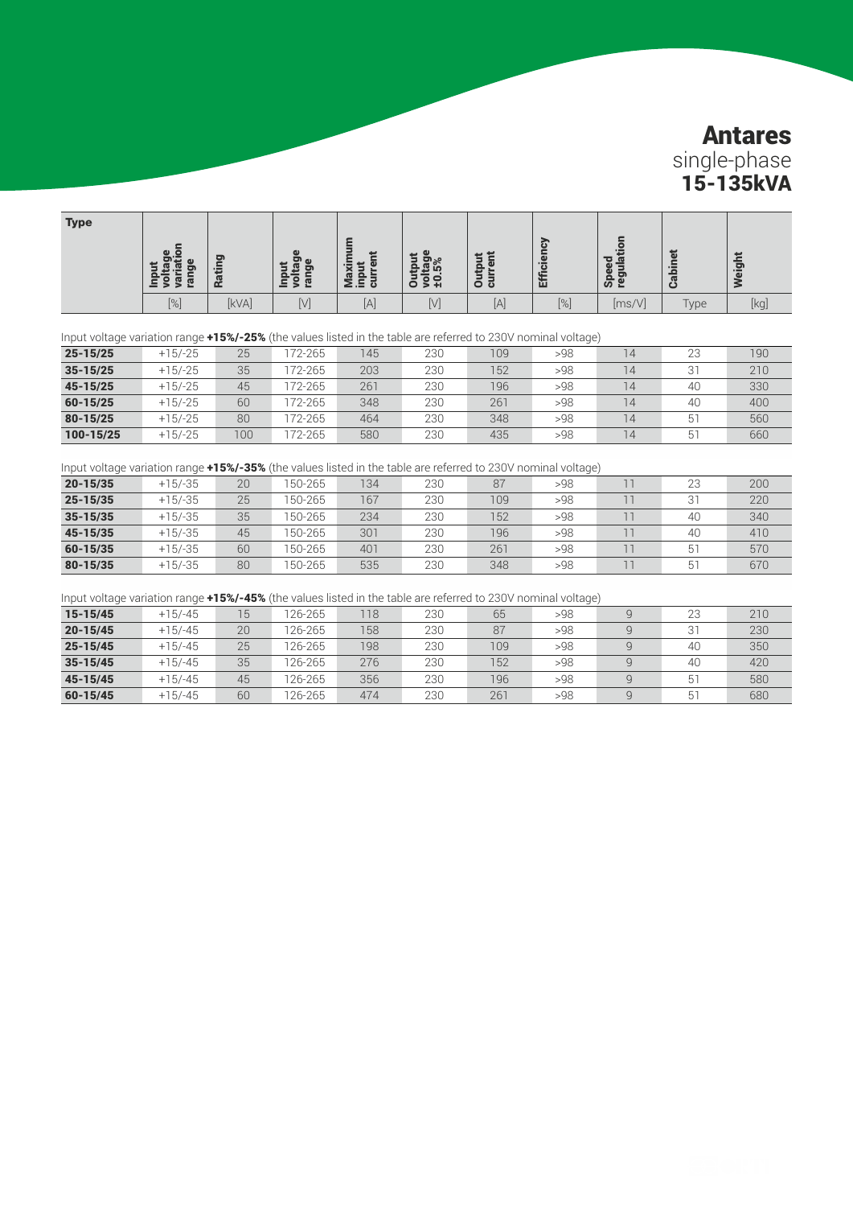# Antares

single-phase
**15-135kVA**

| Type | Input voltage variation range | Rating | Input voltage range | Maximum input current | Output voltage ±0.5% | Output current | Efficiency | Speed regulation | Cabinet | Weight |
|---|---|---|---|---|---|---|---|---|---|---|
| | [%] | [kVA] | [V] | [A] | [V] | [A] | [%] | [ms/V] | Type | [kg] |
| Input voltage variation range **+15%/-25%** (the values listed in the table are referred to 230V nominal voltage) | | | | | | | | | | |
| **25-15/25** | +15/-25 | 25 | 172-265 | 145 | 230 | 109 | >98 | 14 | 23 | 190 |
| **35-15/25** | +15/-25 | 35 | 172-265 | 203 | 230 | 152 | >98 | 14 | 31 | 210 |
| **45-15/25** | +15/-25 | 45 | 172-265 | 261 | 230 | 196 | >98 | 14 | 40 | 330 |
| **60-15/25** | +15/-25 | 60 | 172-265 | 348 | 230 | 261 | >98 | 14 | 40 | 400 |
| **80-15/25** | +15/-25 | 80 | 172-265 | 464 | 230 | 348 | >98 | 14 | 51 | 560 |
| **100-15/25** | +15/-25 | 100 | 172-265 | 580 | 230 | 435 | >98 | 14 | 51 | 660 |
| Input voltage variation range **+15%/-35%** (the values listed in the table are referred to 230V nominal voltage) | | | | | | | | | | |
| **20-15/35** | +15/-35 | 20 | 150-265 | 134 | 230 | 87 | >98 | 11 | 23 | 200 |
| **25-15/35** | +15/-35 | 25 | 150-265 | 167 | 230 | 109 | >98 | 11 | 31 | 220 |
| **35-15/35** | +15/-35 | 35 | 150-265 | 234 | 230 | 152 | >98 | 11 | 40 | 340 |
| **45-15/35** | +15/-35 | 45 | 150-265 | 301 | 230 | 196 | >98 | 11 | 40 | 410 |
| **60-15/35** | +15/-35 | 60 | 150-265 | 401 | 230 | 261 | >98 | 11 | 51 | 570 |
| **80-15/35** | +15/-35 | 80 | 150-265 | 535 | 230 | 348 | >98 | 11 | 51 | 670 |
| Input voltage variation range **+15%/-45%** (the values listed in the table are referred to 230V nominal voltage) | | | | | | | | | | |
| **15-15/45** | +15/-45 | 15 | 126-265 | 118 | 230 | 65 | >98 | 9 | 23 | 210 |
| **20-15/45** | +15/-45 | 20 | 126-265 | 158 | 230 | 87 | >98 | 9 | 31 | 230 |
| **25-15/45** | +15/-45 | 25 | 126-265 | 198 | 230 | 109 | >98 | 9 | 40 | 350 |
| **35-15/45** | +15/-45 | 35 | 126-265 | 276 | 230 | 152 | >98 | 9 | 40 | 420 |
| **45-15/45** | +15/-45 | 45 | 126-265 | 356 | 230 | 196 | >98 | 9 | 51 | 580 |
| **60-15/45** | +15/-45 | 60 | 126-265 | 474 | 230 | 261 | >98 | 9 | 51 | 680 |